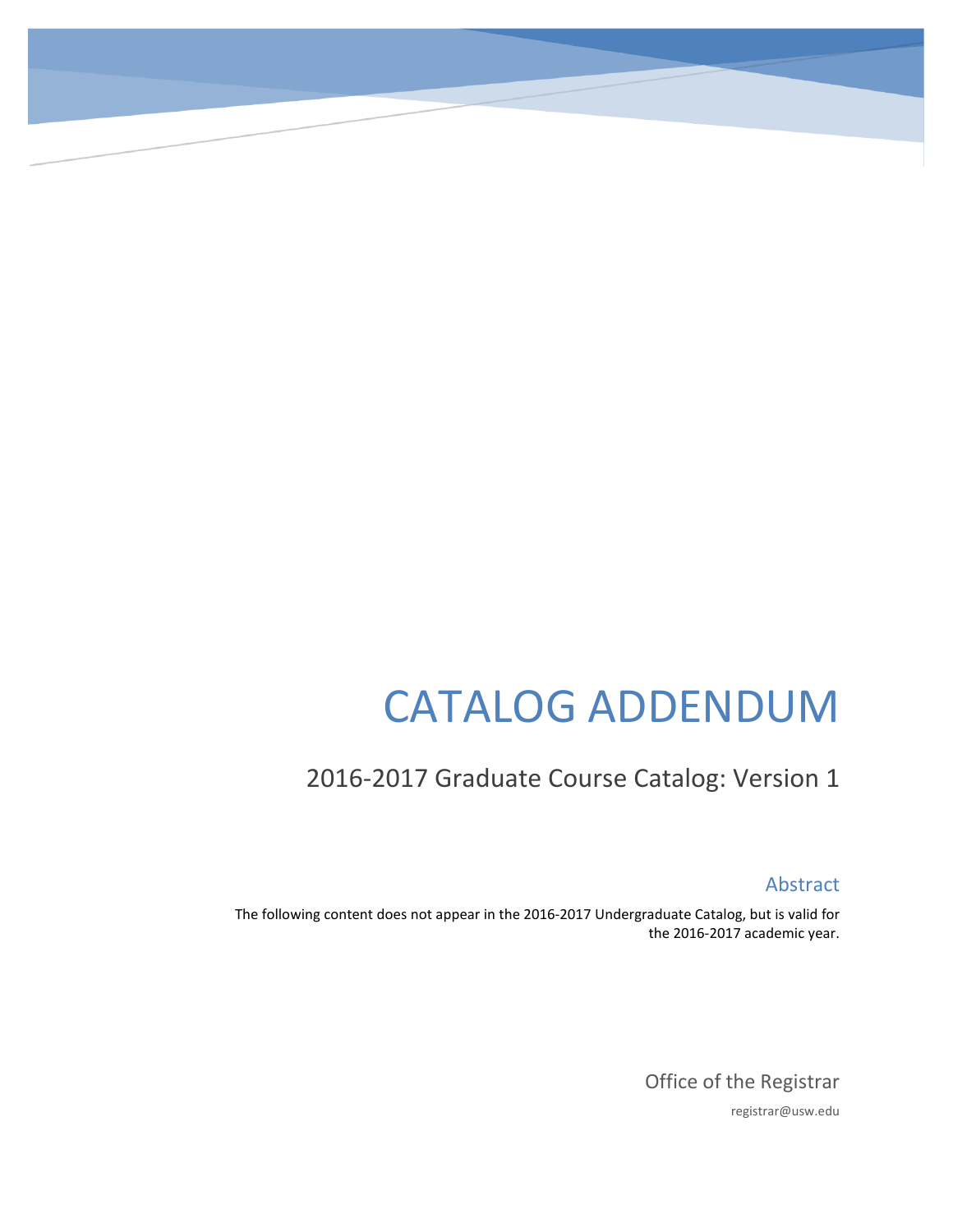# CATALOG ADDENDUM

## 2016-2017 Graduate Course Catalog: Version 1

### Abstract

The following content does not appear in the 2016-2017 Undergraduate Catalog, but is valid for the 2016-2017 academic year.

Office of the Registrar

registrar@usw.edu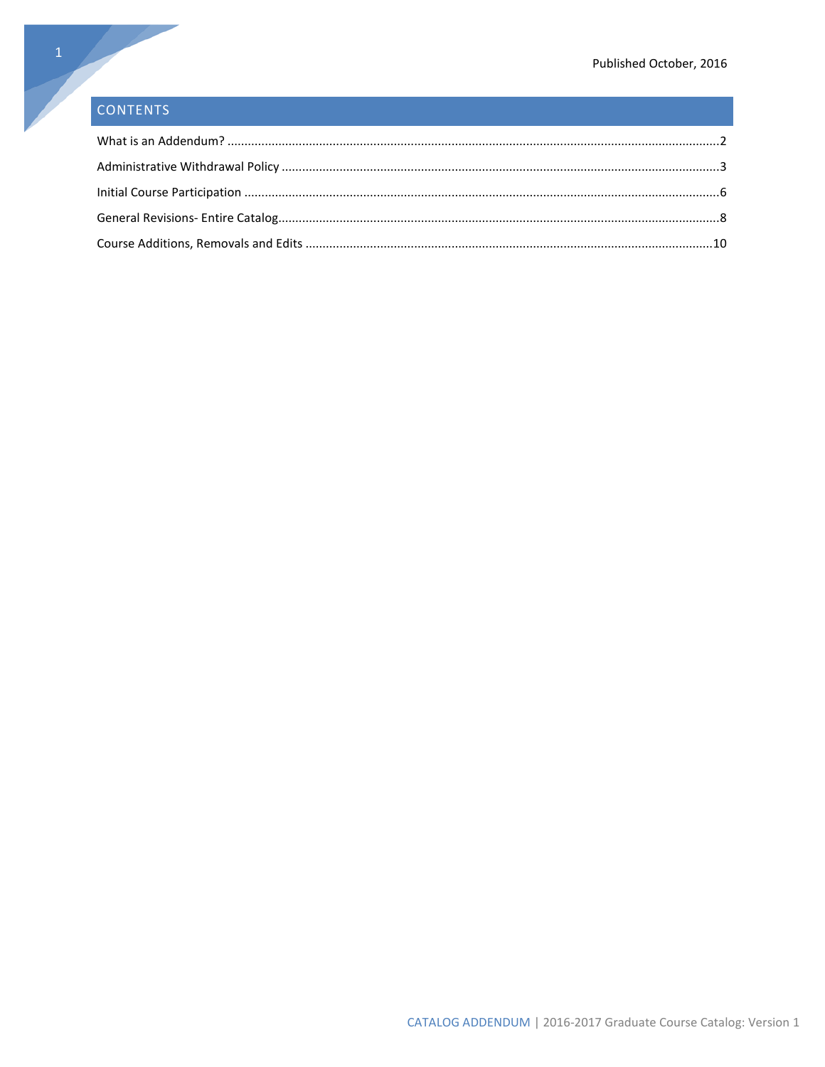Published October, 2016

## CONTENTS

What is an Addendum? ....................................................................................................................................2

Administrative Withdrawal Policy ....................................................................................................................3

Initial Course Participation ..............................................................................................................................6

General Revisions- Entire Catalog.....................................................................................................................8

Course Additions, Removals and Edits ..........................................................................................................10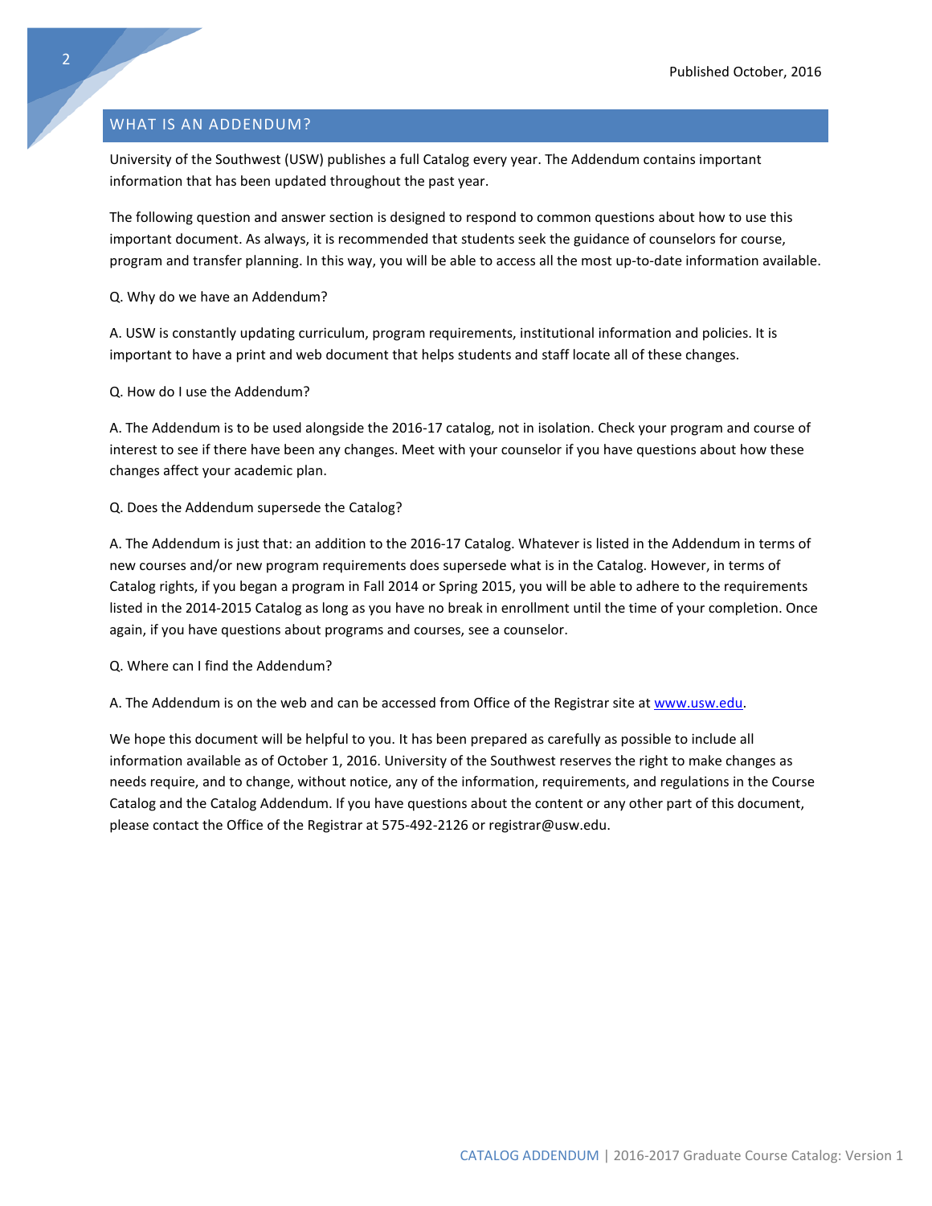## WHAT IS AN ADDENDUM?

University of the Southwest (USW) publishes a full Catalog every year. The Addendum contains important information that has been updated throughout the past year.

The following question and answer section is designed to respond to common questions about how to use this important document. As always, it is recommended that students seek the guidance of counselors for course, program and transfer planning. In this way, you will be able to access all the most up-to-date information available.

Q. Why do we have an Addendum?

A. USW is constantly updating curriculum, program requirements, institutional information and policies. It is important to have a print and web document that helps students and staff locate all of these changes.

Q. How do I use the Addendum?

A. The Addendum is to be used alongside the 2016-17 catalog, not in isolation. Check your program and course of interest to see if there have been any changes. Meet with your counselor if you have questions about how these changes affect your academic plan.

Q. Does the Addendum supersede the Catalog?

A. The Addendum is just that: an addition to the 2016-17 Catalog. Whatever is listed in the Addendum in terms of new courses and/or new program requirements does supersede what is in the Catalog. However, in terms of Catalog rights, if you began a program in Fall 2014 or Spring 2015, you will be able to adhere to the requirements listed in the 2014-2015 Catalog as long as you have no break in enrollment until the time of your completion. Once again, if you have questions about programs and courses, see a counselor.

Q. Where can I find the Addendum?

A. The Addendum is on the web and can be accessed from Office of the Registrar site at [www.usw.edu](http://www.usw.edu).

We hope this document will be helpful to you. It has been prepared as carefully as possible to include all information available as of October 1, 2016. University of the Southwest reserves the right to make changes as needs require, and to change, without notice, any of the information, requirements, and regulations in the Course Catalog and the Catalog Addendum. If you have questions about the content or any other part of this document, please contact the Office of the Registrar at 575-492-2126 or registrar@usw.edu.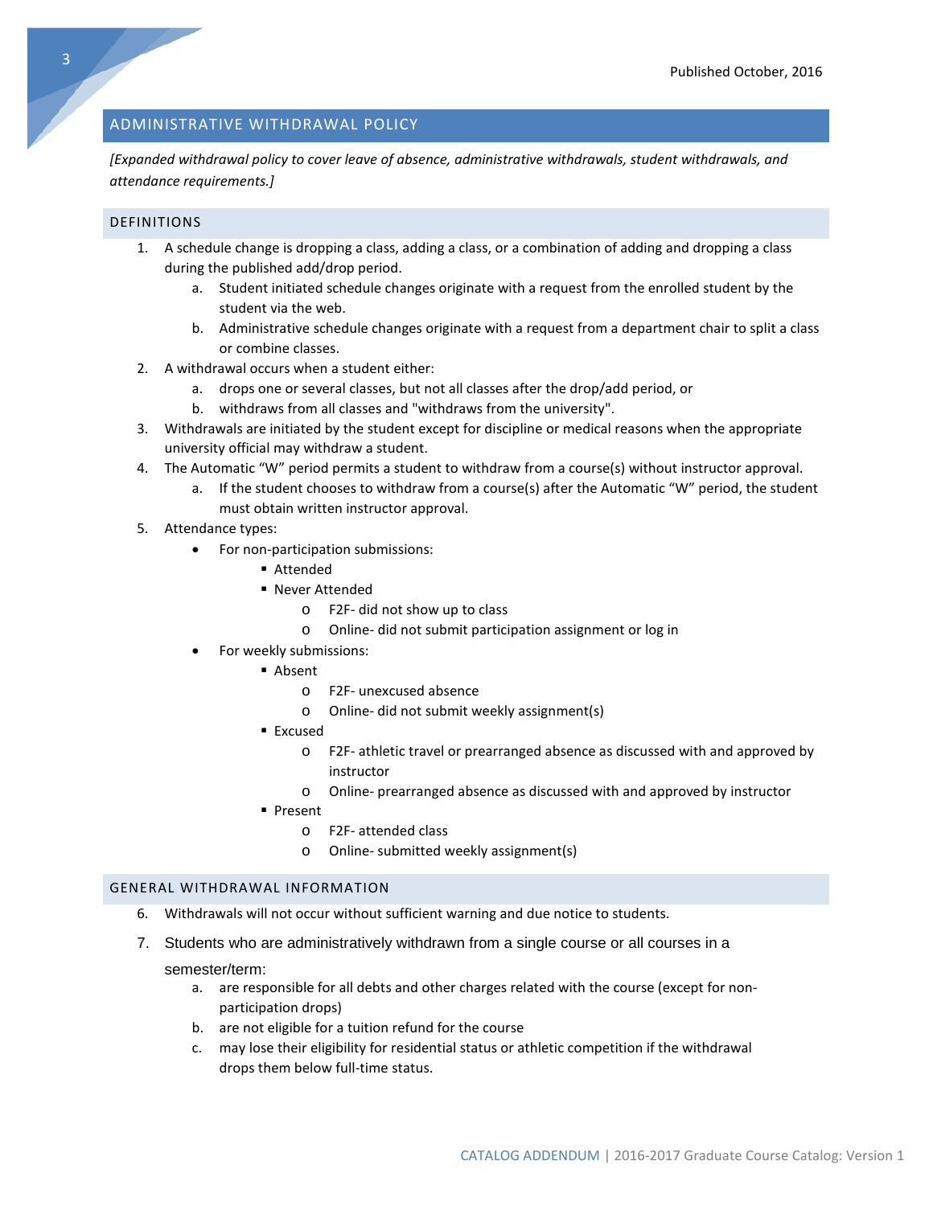## ADMINISTRATIVE WITHDRAWAL POLICY

*[Expanded withdrawal policy to cover leave of absence, administrative withdrawals, student withdrawals, and attendance requirements.]*

### DEFINITIONS

1. A schedule change is dropping a class, adding a class, or a combination of adding and dropping a class during the published add/drop period.
   a. Student initiated schedule changes originate with a request from the enrolled student by the student via the web.
   b. Administrative schedule changes originate with a request from a department chair to split a class or combine classes.
2. A withdrawal occurs when a student either:
   a. drops one or several classes, but not all classes after the drop/add period, or
   b. withdraws from all classes and "withdraws from the university".
3. Withdrawals are initiated by the student except for discipline or medical reasons when the appropriate university official may withdraw a student.
4. The Automatic "W" period permits a student to withdraw from a course(s) without instructor approval.
   a. If the student chooses to withdraw from a course(s) after the Automatic "W" period, the student must obtain written instructor approval.
5. Attendance types:
   - For non-participation submissions:
     - Attended
     - Never Attended
       - F2F- did not show up to class
       - Online- did not submit participation assignment or log in
   - For weekly submissions:
     - Absent
       - F2F- unexcused absence
       - Online- did not submit weekly assignment(s)
     - Excused
       - F2F- athletic travel or prearranged absence as discussed with and approved by instructor
       - Online- prearranged absence as discussed with and approved by instructor
     - Present
       - F2F- attended class
       - Online- submitted weekly assignment(s)

### GENERAL WITHDRAWAL INFORMATION

6. Withdrawals will not occur without sufficient warning and due notice to students.
7. Students who are administratively withdrawn from a single course or all courses in a semester/term:
   a. are responsible for all debts and other charges related with the course (except for non-participation drops)
   b. are not eligible for a tuition refund for the course
   c. may lose their eligibility for residential status or athletic competition if the withdrawal drops them below full-time status.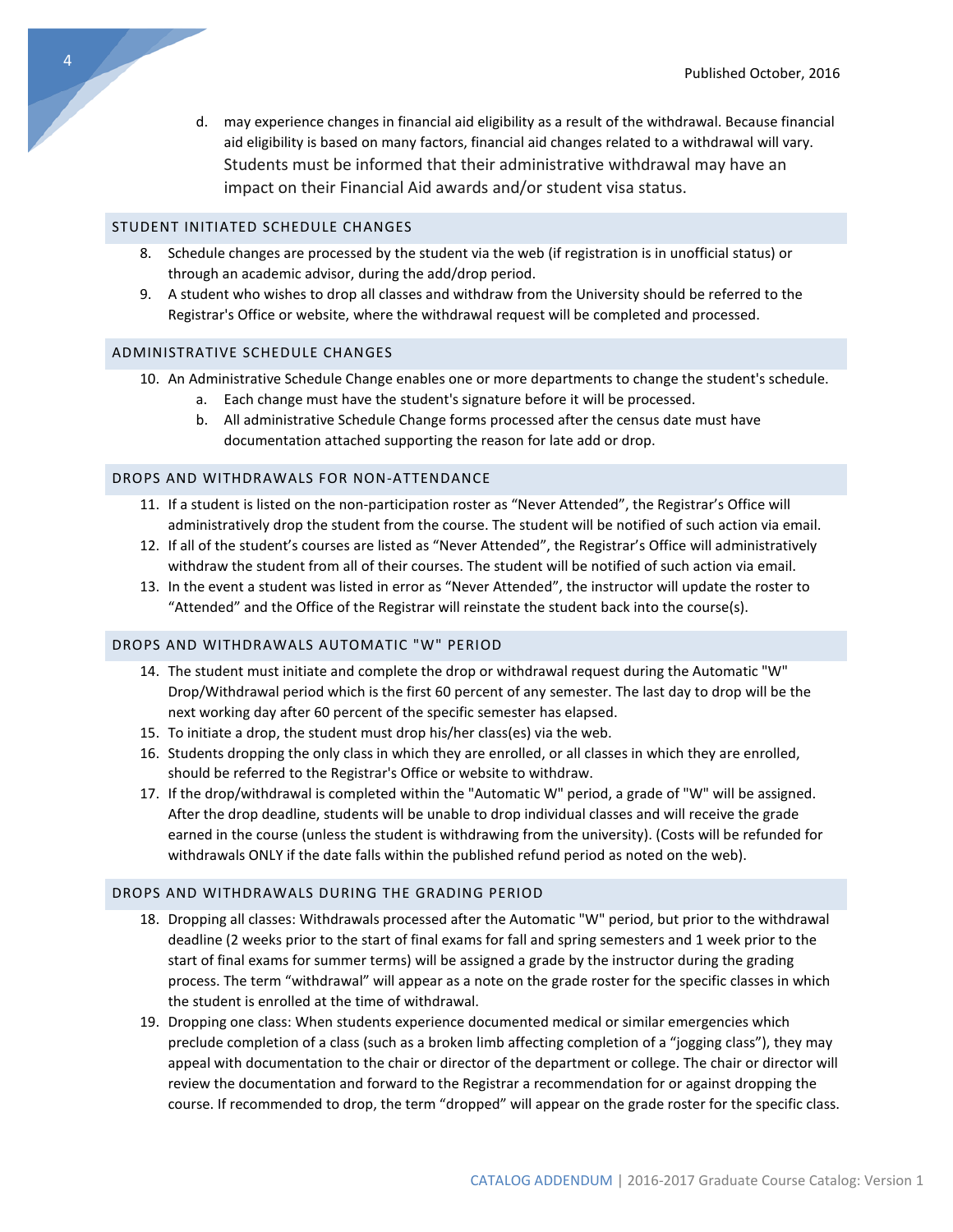d. may experience changes in financial aid eligibility as a result of the withdrawal. Because financial aid eligibility is based on many factors, financial aid changes related to a withdrawal will vary. Students must be informed that their administrative withdrawal may have an impact on their Financial Aid awards and/or student visa status.

## STUDENT INITIATED SCHEDULE CHANGES

8. Schedule changes are processed by the student via the web (if registration is in unofficial status) or through an academic advisor, during the add/drop period.
9. A student who wishes to drop all classes and withdraw from the University should be referred to the Registrar's Office or website, where the withdrawal request will be completed and processed.

## ADMINISTRATIVE SCHEDULE CHANGES

10. An Administrative Schedule Change enables one or more departments to change the student's schedule.
    a. Each change must have the student's signature before it will be processed.
    b. All administrative Schedule Change forms processed after the census date must have documentation attached supporting the reason for late add or drop.

## DROPS AND WITHDRAWALS FOR NON-ATTENDANCE

11. If a student is listed on the non-participation roster as "Never Attended", the Registrar's Office will administratively drop the student from the course. The student will be notified of such action via email.
12. If all of the student's courses are listed as "Never Attended", the Registrar's Office will administratively withdraw the student from all of their courses. The student will be notified of such action via email.
13. In the event a student was listed in error as "Never Attended", the instructor will update the roster to "Attended" and the Office of the Registrar will reinstate the student back into the course(s).

## DROPS AND WITHDRAWALS AUTOMATIC "W" PERIOD

14. The student must initiate and complete the drop or withdrawal request during the Automatic "W" Drop/Withdrawal period which is the first 60 percent of any semester. The last day to drop will be the next working day after 60 percent of the specific semester has elapsed.
15. To initiate a drop, the student must drop his/her class(es) via the web.
16. Students dropping the only class in which they are enrolled, or all classes in which they are enrolled, should be referred to the Registrar's Office or website to withdraw.
17. If the drop/withdrawal is completed within the "Automatic W" period, a grade of "W" will be assigned. After the drop deadline, students will be unable to drop individual classes and will receive the grade earned in the course (unless the student is withdrawing from the university). (Costs will be refunded for withdrawals ONLY if the date falls within the published refund period as noted on the web).

## DROPS AND WITHDRAWALS DURING THE GRADING PERIOD

18. Dropping all classes: Withdrawals processed after the Automatic "W" period, but prior to the withdrawal deadline (2 weeks prior to the start of final exams for fall and spring semesters and 1 week prior to the start of final exams for summer terms) will be assigned a grade by the instructor during the grading process. The term "withdrawal" will appear as a note on the grade roster for the specific classes in which the student is enrolled at the time of withdrawal.
19. Dropping one class: When students experience documented medical or similar emergencies which preclude completion of a class (such as a broken limb affecting completion of a "jogging class"), they may appeal with documentation to the chair or director of the department or college. The chair or director will review the documentation and forward to the Registrar a recommendation for or against dropping the course. If recommended to drop, the term "dropped" will appear on the grade roster for the specific class.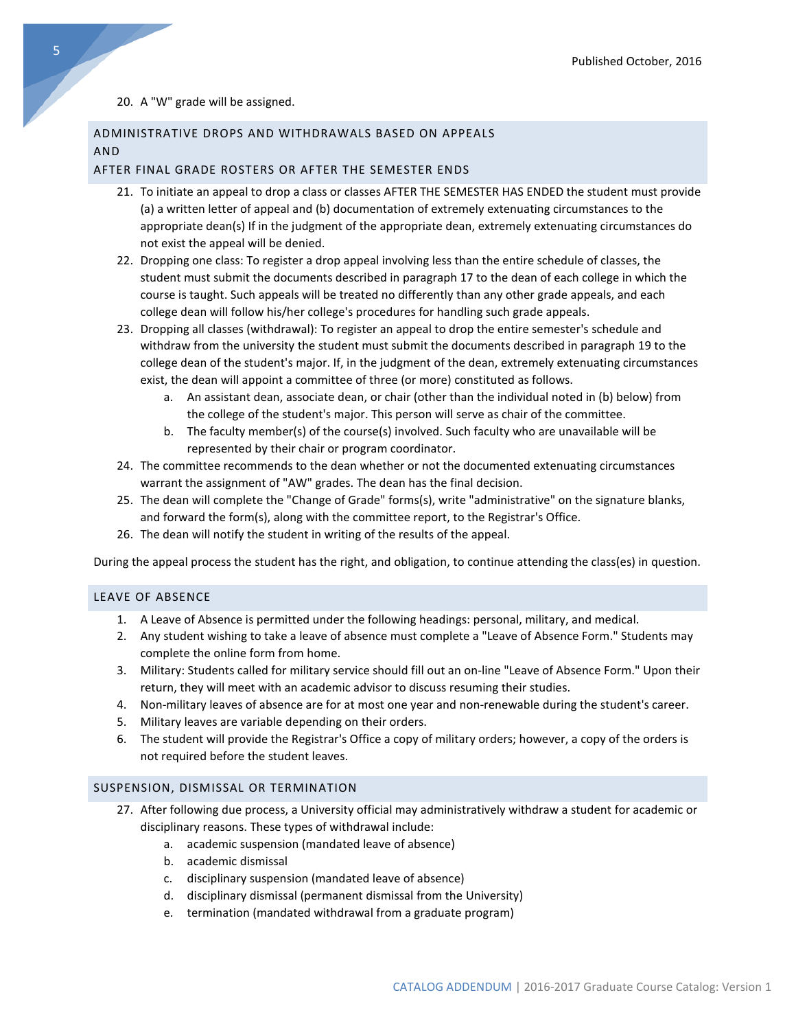20. A "W" grade will be assigned.

## ADMINISTRATIVE DROPS AND WITHDRAWALS BASED ON APPEALS AND AFTER FINAL GRADE ROSTERS OR AFTER THE SEMESTER ENDS

21. To initiate an appeal to drop a class or classes AFTER THE SEMESTER HAS ENDED the student must provide (a) a written letter of appeal and (b) documentation of extremely extenuating circumstances to the appropriate dean(s) If in the judgment of the appropriate dean, extremely extenuating circumstances do not exist the appeal will be denied.
22. Dropping one class: To register a drop appeal involving less than the entire schedule of classes, the student must submit the documents described in paragraph 17 to the dean of each college in which the course is taught. Such appeals will be treated no differently than any other grade appeals, and each college dean will follow his/her college's procedures for handling such grade appeals.
23. Dropping all classes (withdrawal): To register an appeal to drop the entire semester's schedule and withdraw from the university the student must submit the documents described in paragraph 19 to the college dean of the student's major. If, in the judgment of the dean, extremely extenuating circumstances exist, the dean will appoint a committee of three (or more) constituted as follows.
    a. An assistant dean, associate dean, or chair (other than the individual noted in (b) below) from the college of the student's major. This person will serve as chair of the committee.
    b. The faculty member(s) of the course(s) involved. Such faculty who are unavailable will be represented by their chair or program coordinator.
24. The committee recommends to the dean whether or not the documented extenuating circumstances warrant the assignment of "AW" grades. The dean has the final decision.
25. The dean will complete the "Change of Grade" forms(s), write "administrative" on the signature blanks, and forward the form(s), along with the committee report, to the Registrar's Office.
26. The dean will notify the student in writing of the results of the appeal.

During the appeal process the student has the right, and obligation, to continue attending the class(es) in question.

## LEAVE OF ABSENCE

1. A Leave of Absence is permitted under the following headings: personal, military, and medical.
2. Any student wishing to take a leave of absence must complete a "Leave of Absence Form." Students may complete the online form from home.
3. Military: Students called for military service should fill out an on-line "Leave of Absence Form." Upon their return, they will meet with an academic advisor to discuss resuming their studies.
4. Non-military leaves of absence are for at most one year and non-renewable during the student's career.
5. Military leaves are variable depending on their orders.
6. The student will provide the Registrar's Office a copy of military orders; however, a copy of the orders is not required before the student leaves.

## SUSPENSION, DISMISSAL OR TERMINATION

27. After following due process, a University official may administratively withdraw a student for academic or disciplinary reasons. These types of withdrawal include:
    a. academic suspension (mandated leave of absence)
    b. academic dismissal
    c. disciplinary suspension (mandated leave of absence)
    d. disciplinary dismissal (permanent dismissal from the University)
    e. termination (mandated withdrawal from a graduate program)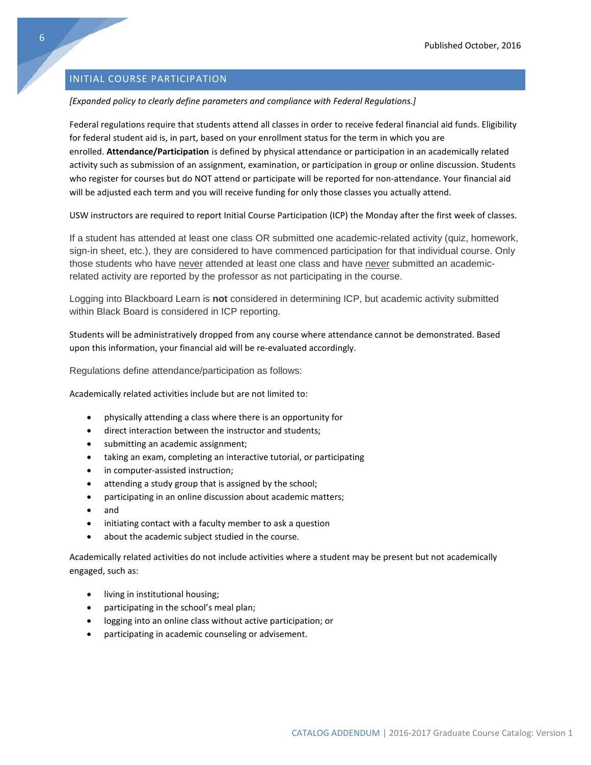## INITIAL COURSE PARTICIPATION

*[Expanded policy to clearly define parameters and compliance with Federal Regulations.]*

Federal regulations require that students attend all classes in order to receive federal financial aid funds. Eligibility for federal student aid is, in part, based on your enrollment status for the term in which you are enrolled. **Attendance/Participation** is defined by physical attendance or participation in an academically related activity such as submission of an assignment, examination, or participation in group or online discussion. Students who register for courses but do NOT attend or participate will be reported for non-attendance. Your financial aid will be adjusted each term and you will receive funding for only those classes you actually attend.

USW instructors are required to report Initial Course Participation (ICP) the Monday after the first week of classes.

If a student has attended at least one class OR submitted one academic-related activity (quiz, homework, sign-in sheet, etc.), they are considered to have commenced participation for that individual course. Only those students who have never attended at least one class and have never submitted an academic-related activity are reported by the professor as not participating in the course.

Logging into Blackboard Learn is **not** considered in determining ICP, but academic activity submitted within Black Board is considered in ICP reporting.

Students will be administratively dropped from any course where attendance cannot be demonstrated. Based upon this information, your financial aid will be re-evaluated accordingly.

Regulations define attendance/participation as follows:

Academically related activities include but are not limited to:

- physically attending a class where there is an opportunity for
- direct interaction between the instructor and students;
- submitting an academic assignment;
- taking an exam, completing an interactive tutorial, or participating
- in computer-assisted instruction;
- attending a study group that is assigned by the school;
- participating in an online discussion about academic matters;
- and
- initiating contact with a faculty member to ask a question
- about the academic subject studied in the course.

Academically related activities do not include activities where a student may be present but not academically engaged, such as:

- living in institutional housing;
- participating in the school's meal plan;
- logging into an online class without active participation; or
- participating in academic counseling or advisement.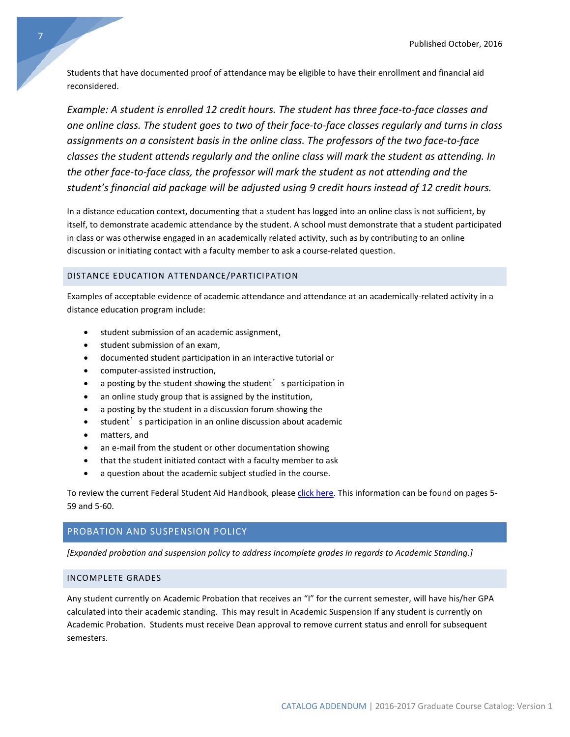Students that have documented proof of attendance may be eligible to have their enrollment and financial aid reconsidered.

*Example: A student is enrolled 12 credit hours. The student has three face-to-face classes and one online class. The student goes to two of their face-to-face classes regularly and turns in class assignments on a consistent basis in the online class. The professors of the two face-to-face classes the student attends regularly and the online class will mark the student as attending. In the other face-to-face class, the professor will mark the student as not attending and the student's financial aid package will be adjusted using 9 credit hours instead of 12 credit hours.*

In a distance education context, documenting that a student has logged into an online class is not sufficient, by itself, to demonstrate academic attendance by the student. A school must demonstrate that a student participated in class or was otherwise engaged in an academically related activity, such as by contributing to an online discussion or initiating contact with a faculty member to ask a course-related question.

### DISTANCE EDUCATION ATTENDANCE/PARTICIPATION

Examples of acceptable evidence of academic attendance and attendance at an academically-related activity in a distance education program include:

- student submission of an academic assignment,
- student submission of an exam,
- documented student participation in an interactive tutorial or
- computer-assisted instruction,
- a posting by the student showing the student's participation in
- an online study group that is assigned by the institution,
- a posting by the student in a discussion forum showing the
- student's participation in an online discussion about academic
- matters, and
- an e-mail from the student or other documentation showing
- that the student initiated contact with a faculty member to ask
- a question about the academic subject studied in the course.

To review the current Federal Student Aid Handbook, please click here. This information can be found on pages 5-59 and 5-60.

## PROBATION AND SUSPENSION POLICY

*[Expanded probation and suspension policy to address Incomplete grades in regards to Academic Standing.]*

### INCOMPLETE GRADES

Any student currently on Academic Probation that receives an "I" for the current semester, will have his/her GPA calculated into their academic standing. This may result in Academic Suspension If any student is currently on Academic Probation. Students must receive Dean approval to remove current status and enroll for subsequent semesters.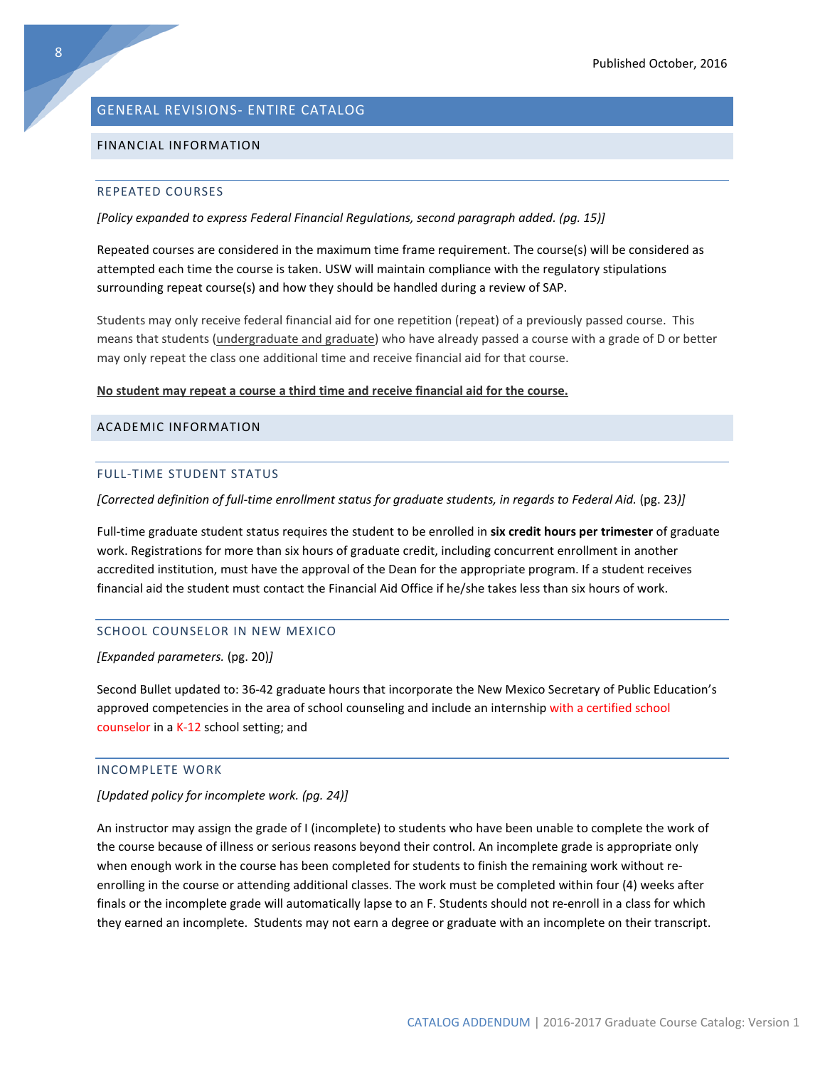# GENERAL REVISIONS- ENTIRE CATALOG

## FINANCIAL INFORMATION

### REPEATED COURSES

*[Policy expanded to express Federal Financial Regulations, second paragraph added. (pg. 15)]*

Repeated courses are considered in the maximum time frame requirement. The course(s) will be considered as attempted each time the course is taken. USW will maintain compliance with the regulatory stipulations surrounding repeat course(s) and how they should be handled during a review of SAP.

Students may only receive federal financial aid for one repetition (repeat) of a previously passed course. This means that students (<u>undergraduate and graduate</u>) who have already passed a course with a grade of D or better may only repeat the class one additional time and receive financial aid for that course.

<u>**No student may repeat a course a third time and receive financial aid for the course.**</u>

## ACADEMIC INFORMATION

### FULL-TIME STUDENT STATUS

*[Corrected definition of full-time enrollment status for graduate students, in regards to Federal Aid.* (pg. 23)*]*

Full-time graduate student status requires the student to be enrolled in **six credit hours per trimester** of graduate work. Registrations for more than six hours of graduate credit, including concurrent enrollment in another accredited institution, must have the approval of the Dean for the appropriate program. If a student receives financial aid the student must contact the Financial Aid Office if he/she takes less than six hours of work.

### SCHOOL COUNSELOR IN NEW MEXICO

*[Expanded parameters.* (pg. 20)*]*

Second Bullet updated to: 36-42 graduate hours that incorporate the New Mexico Secretary of Public Education's approved competencies in the area of school counseling and include an internship with a certified school counselor in a K-12 school setting; and

### INCOMPLETE WORK

*[Updated policy for incomplete work. (pg. 24)]*

An instructor may assign the grade of I (incomplete) to students who have been unable to complete the work of the course because of illness or serious reasons beyond their control. An incomplete grade is appropriate only when enough work in the course has been completed for students to finish the remaining work without re-enrolling in the course or attending additional classes. The work must be completed within four (4) weeks after finals or the incomplete grade will automatically lapse to an F. Students should not re-enroll in a class for which they earned an incomplete. Students may not earn a degree or graduate with an incomplete on their transcript.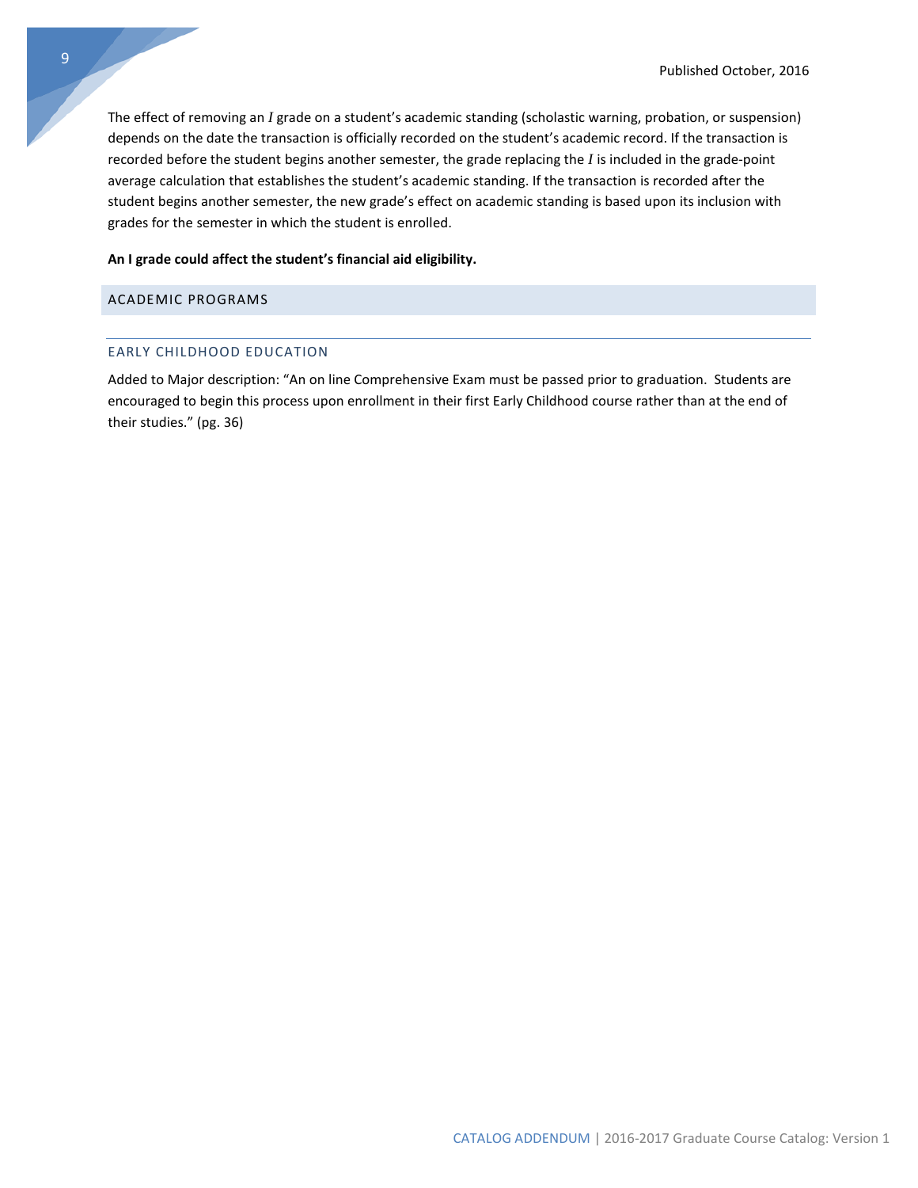The effect of removing an *I* grade on a student's academic standing (scholastic warning, probation, or suspension) depends on the date the transaction is officially recorded on the student's academic record. If the transaction is recorded before the student begins another semester, the grade replacing the *I* is included in the grade-point average calculation that establishes the student's academic standing. If the transaction is recorded after the student begins another semester, the new grade's effect on academic standing is based upon its inclusion with grades for the semester in which the student is enrolled.

**An I grade could affect the student's financial aid eligibility.**

## ACADEMIC PROGRAMS

### EARLY CHILDHOOD EDUCATION

Added to Major description: "An on line Comprehensive Exam must be passed prior to graduation. Students are encouraged to begin this process upon enrollment in their first Early Childhood course rather than at the end of their studies." (pg. 36)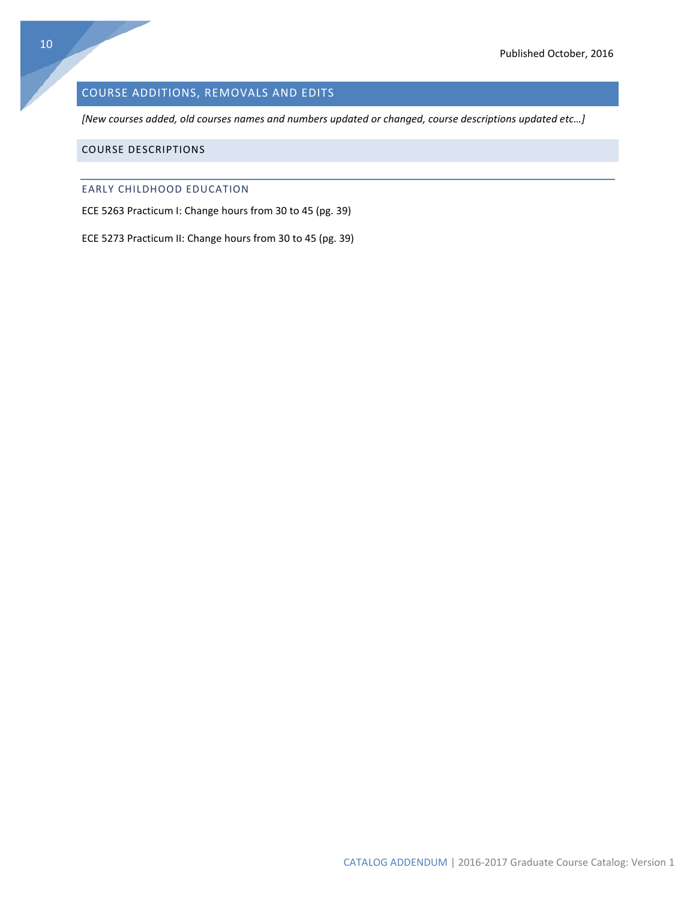## COURSE ADDITIONS, REMOVALS AND EDITS

*[New courses added, old courses names and numbers updated or changed, course descriptions updated etc…]*

### COURSE DESCRIPTIONS

#### EARLY CHILDHOOD EDUCATION

ECE 5263 Practicum I: Change hours from 30 to 45 (pg. 39)

ECE 5273 Practicum II: Change hours from 30 to 45 (pg. 39)